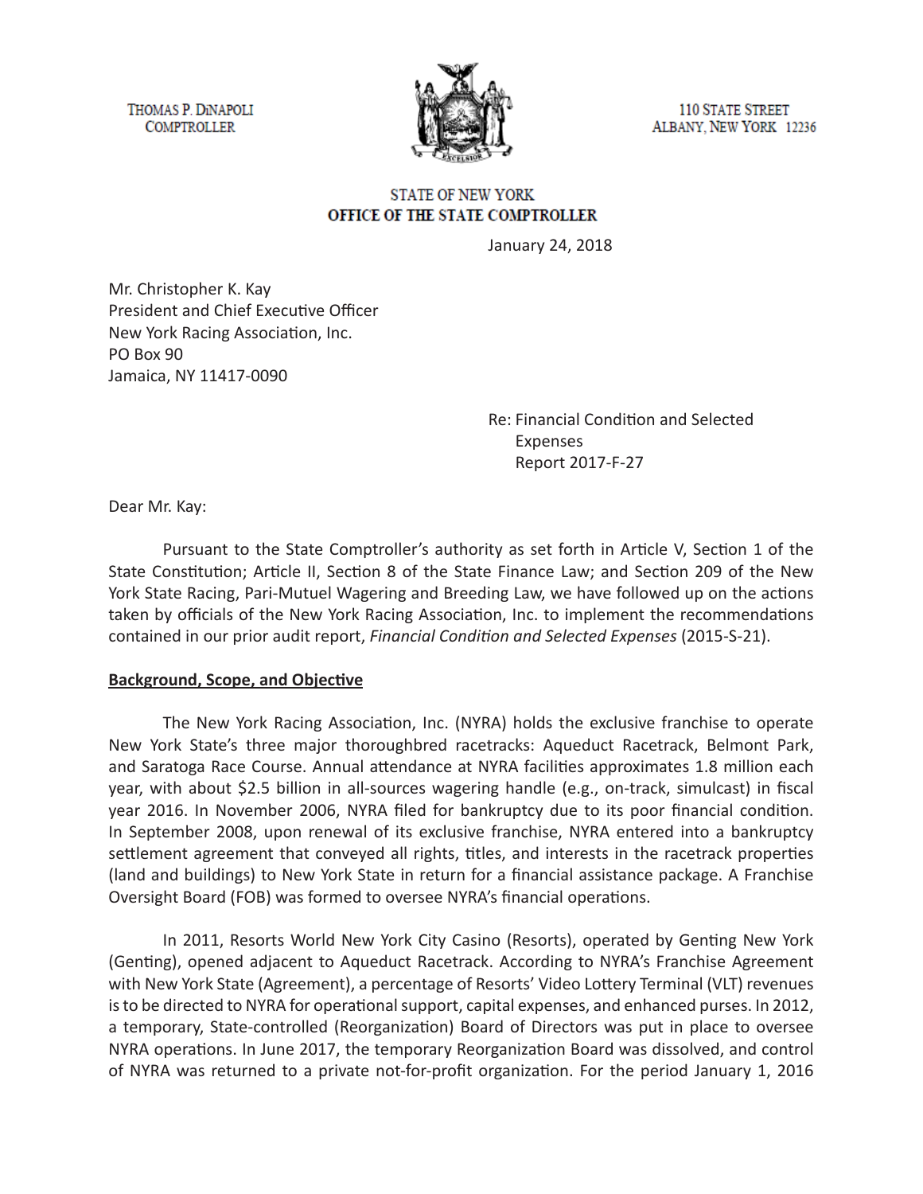THOMAS P. DiNAPOLI
COMPTROLLER

110 STATE STREET
ALBANY, NEW YORK 12236

STATE OF NEW YORK
**OFFICE OF THE STATE COMPTROLLER**

January 24, 2018

Mr. Christopher K. Kay
President and Chief Executive Officer
New York Racing Association, Inc.
PO Box 90
Jamaica, NY 11417-0090

Re: Financial Condition and Selected Expenses
Report 2017-F-27

Dear Mr. Kay:

Pursuant to the State Comptroller's authority as set forth in Article V, Section 1 of the State Constitution; Article II, Section 8 of the State Finance Law; and Section 209 of the New York State Racing, Pari-Mutuel Wagering and Breeding Law, we have followed up on the actions taken by officials of the New York Racing Association, Inc. to implement the recommendations contained in our prior audit report, *Financial Condition and Selected Expenses* (2015-S-21).

**Background, Scope, and Objective**

The New York Racing Association, Inc. (NYRA) holds the exclusive franchise to operate New York State's three major thoroughbred racetracks: Aqueduct Racetrack, Belmont Park, and Saratoga Race Course. Annual attendance at NYRA facilities approximates 1.8 million each year, with about $2.5 billion in all-sources wagering handle (e.g., on-track, simulcast) in fiscal year 2016. In November 2006, NYRA filed for bankruptcy due to its poor financial condition. In September 2008, upon renewal of its exclusive franchise, NYRA entered into a bankruptcy settlement agreement that conveyed all rights, titles, and interests in the racetrack properties (land and buildings) to New York State in return for a financial assistance package. A Franchise Oversight Board (FOB) was formed to oversee NYRA's financial operations.

In 2011, Resorts World New York City Casino (Resorts), operated by Genting New York (Genting), opened adjacent to Aqueduct Racetrack. According to NYRA's Franchise Agreement with New York State (Agreement), a percentage of Resorts' Video Lottery Terminal (VLT) revenues is to be directed to NYRA for operational support, capital expenses, and enhanced purses. In 2012, a temporary, State-controlled (Reorganization) Board of Directors was put in place to oversee NYRA operations. In June 2017, the temporary Reorganization Board was dissolved, and control of NYRA was returned to a private not-for-profit organization. For the period January 1, 2016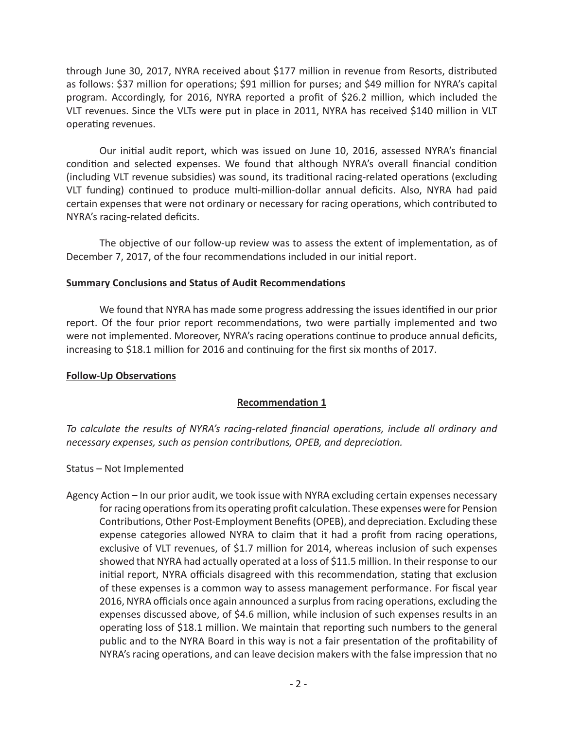through June 30, 2017, NYRA received about $177 million in revenue from Resorts, distributed as follows: $37 million for operations; $91 million for purses; and $49 million for NYRA's capital program. Accordingly, for 2016, NYRA reported a profit of $26.2 million, which included the VLT revenues. Since the VLTs were put in place in 2011, NYRA has received $140 million in VLT operating revenues.

Our initial audit report, which was issued on June 10, 2016, assessed NYRA's financial condition and selected expenses. We found that although NYRA's overall financial condition (including VLT revenue subsidies) was sound, its traditional racing-related operations (excluding VLT funding) continued to produce multi-million-dollar annual deficits. Also, NYRA had paid certain expenses that were not ordinary or necessary for racing operations, which contributed to NYRA's racing-related deficits.

The objective of our follow-up review was to assess the extent of implementation, as of December 7, 2017, of the four recommendations included in our initial report.

**Summary Conclusions and Status of Audit Recommendations**

We found that NYRA has made some progress addressing the issues identified in our prior report. Of the four prior report recommendations, two were partially implemented and two were not implemented. Moreover, NYRA's racing operations continue to produce annual deficits, increasing to $18.1 million for 2016 and continuing for the first six months of 2017.

**Follow-Up Observations**

**Recommendation 1**

*To calculate the results of NYRA's racing-related financial operations, include all ordinary and necessary expenses, such as pension contributions, OPEB, and depreciation.*

Status – Not Implemented

Agency Action – In our prior audit, we took issue with NYRA excluding certain expenses necessary for racing operations from its operating profit calculation. These expenses were for Pension Contributions, Other Post-Employment Benefits (OPEB), and depreciation. Excluding these expense categories allowed NYRA to claim that it had a profit from racing operations, exclusive of VLT revenues, of $1.7 million for 2014, whereas inclusion of such expenses showed that NYRA had actually operated at a loss of $11.5 million. In their response to our initial report, NYRA officials disagreed with this recommendation, stating that exclusion of these expenses is a common way to assess management performance. For fiscal year 2016, NYRA officials once again announced a surplus from racing operations, excluding the expenses discussed above, of $4.6 million, while inclusion of such expenses results in an operating loss of $18.1 million. We maintain that reporting such numbers to the general public and to the NYRA Board in this way is not a fair presentation of the profitability of NYRA's racing operations, and can leave decision makers with the false impression that no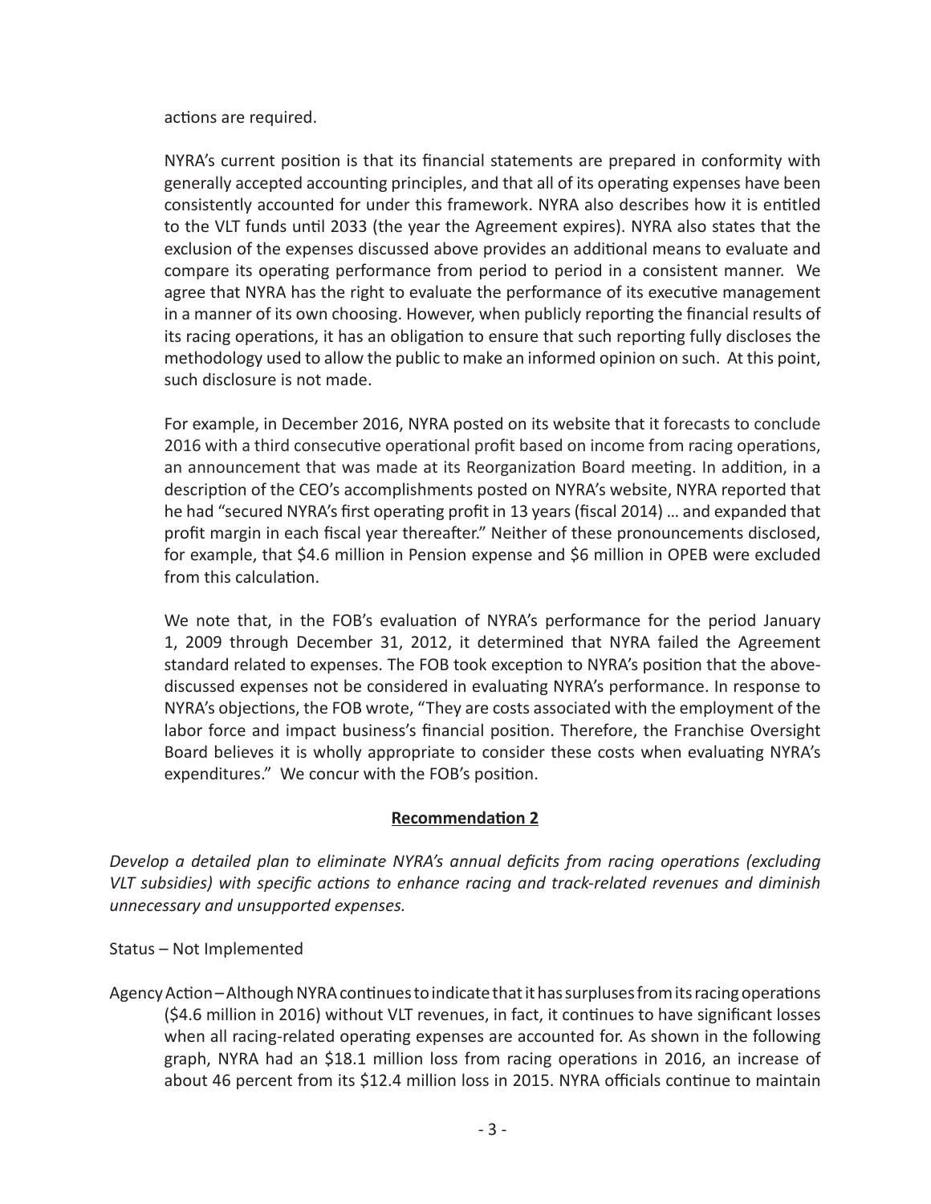actions are required.

NYRA's current position is that its financial statements are prepared in conformity with generally accepted accounting principles, and that all of its operating expenses have been consistently accounted for under this framework. NYRA also describes how it is entitled to the VLT funds until 2033 (the year the Agreement expires). NYRA also states that the exclusion of the expenses discussed above provides an additional means to evaluate and compare its operating performance from period to period in a consistent manner. We agree that NYRA has the right to evaluate the performance of its executive management in a manner of its own choosing. However, when publicly reporting the financial results of its racing operations, it has an obligation to ensure that such reporting fully discloses the methodology used to allow the public to make an informed opinion on such. At this point, such disclosure is not made.

For example, in December 2016, NYRA posted on its website that it forecasts to conclude 2016 with a third consecutive operational profit based on income from racing operations, an announcement that was made at its Reorganization Board meeting. In addition, in a description of the CEO's accomplishments posted on NYRA's website, NYRA reported that he had "secured NYRA's first operating profit in 13 years (fiscal 2014) … and expanded that profit margin in each fiscal year thereafter." Neither of these pronouncements disclosed, for example, that $4.6 million in Pension expense and $6 million in OPEB were excluded from this calculation.

We note that, in the FOB's evaluation of NYRA's performance for the period January 1, 2009 through December 31, 2012, it determined that NYRA failed the Agreement standard related to expenses. The FOB took exception to NYRA's position that the above-discussed expenses not be considered in evaluating NYRA's performance. In response to NYRA's objections, the FOB wrote, "They are costs associated with the employment of the labor force and impact business's financial position. Therefore, the Franchise Oversight Board believes it is wholly appropriate to consider these costs when evaluating NYRA's expenditures." We concur with the FOB's position.

**Recommendation 2**

*Develop a detailed plan to eliminate NYRA's annual deficits from racing operations (excluding VLT subsidies) with specific actions to enhance racing and track-related revenues and diminish unnecessary and unsupported expenses.*

Status – Not Implemented

Agency Action – Although NYRA continues to indicate that it has surpluses from its racing operations ($4.6 million in 2016) without VLT revenues, in fact, it continues to have significant losses when all racing-related operating expenses are accounted for. As shown in the following graph, NYRA had an $18.1 million loss from racing operations in 2016, an increase of about 46 percent from its $12.4 million loss in 2015. NYRA officials continue to maintain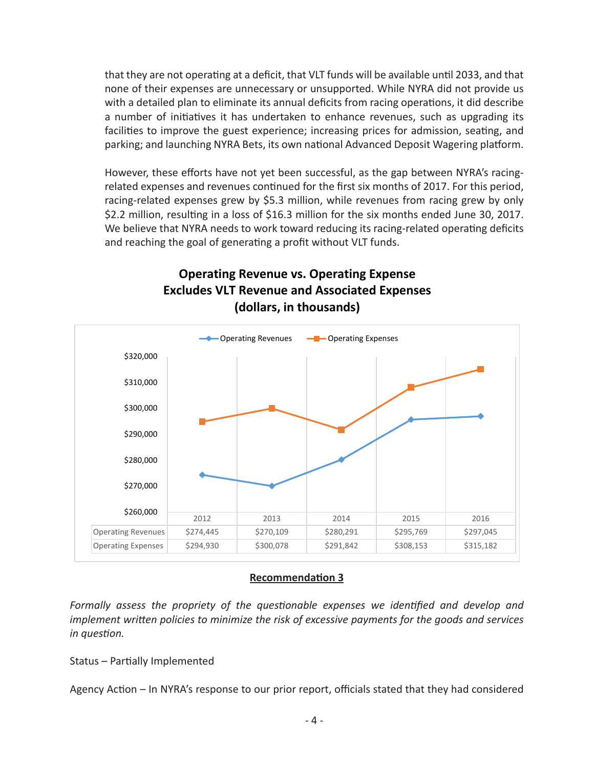that they are not operating at a deficit, that VLT funds will be available until 2033, and that none of their expenses are unnecessary or unsupported. While NYRA did not provide us with a detailed plan to eliminate its annual deficits from racing operations, it did describe a number of initiatives it has undertaken to enhance revenues, such as upgrading its facilities to improve the guest experience; increasing prices for admission, seating, and parking; and launching NYRA Bets, its own national Advanced Deposit Wagering platform.

However, these efforts have not yet been successful, as the gap between NYRA's racing-related expenses and revenues continued for the first six months of 2017. For this period, racing-related expenses grew by $5.3 million, while revenues from racing grew by only $2.2 million, resulting in a loss of $16.3 million for the six months ended June 30, 2017. We believe that NYRA needs to work toward reducing its racing-related operating deficits and reaching the goal of generating a profit without VLT funds.

**Operating Revenue vs. Operating Expense**
**Excludes VLT Revenue and Associated Expenses**
**(dollars, in thousands)**

| | 2012 | 2013 | 2014 | 2015 | 2016 |
|---|---|---|---|---|---|
| Operating Revenues | $274,445 | $270,109 | $280,291 | $295,769 | $297,045 |
| Operating Expenses | $294,930 | $300,078 | $291,842 | $308,153 | $315,182 |

**Recommendation 3**

*Formally assess the propriety of the questionable expenses we identified and develop and implement written policies to minimize the risk of excessive payments for the goods and services in question.*

Status – Partially Implemented

Agency Action – In NYRA's response to our prior report, officials stated that they had considered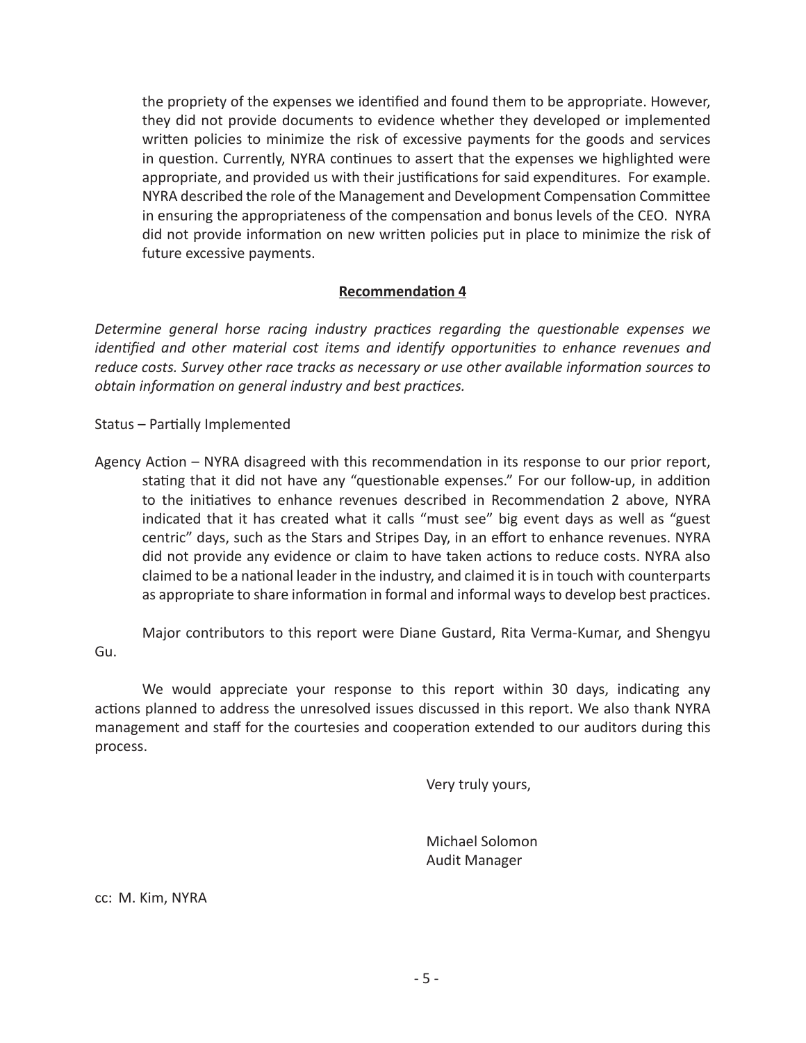the propriety of the expenses we identified and found them to be appropriate. However, they did not provide documents to evidence whether they developed or implemented written policies to minimize the risk of excessive payments for the goods and services in question. Currently, NYRA continues to assert that the expenses we highlighted were appropriate, and provided us with their justifications for said expenditures. For example. NYRA described the role of the Management and Development Compensation Committee in ensuring the appropriateness of the compensation and bonus levels of the CEO. NYRA did not provide information on new written policies put in place to minimize the risk of future excessive payments.

**Recommendation 4**

*Determine general horse racing industry practices regarding the questionable expenses we identified and other material cost items and identify opportunities to enhance revenues and reduce costs. Survey other race tracks as necessary or use other available information sources to obtain information on general industry and best practices.*

Status – Partially Implemented

Agency Action – NYRA disagreed with this recommendation in its response to our prior report, stating that it did not have any "questionable expenses." For our follow-up, in addition to the initiatives to enhance revenues described in Recommendation 2 above, NYRA indicated that it has created what it calls "must see" big event days as well as "guest centric" days, such as the Stars and Stripes Day, in an effort to enhance revenues. NYRA did not provide any evidence or claim to have taken actions to reduce costs. NYRA also claimed to be a national leader in the industry, and claimed it is in touch with counterparts as appropriate to share information in formal and informal ways to develop best practices.

Major contributors to this report were Diane Gustard, Rita Verma-Kumar, and Shengyu Gu.

We would appreciate your response to this report within 30 days, indicating any actions planned to address the unresolved issues discussed in this report. We also thank NYRA management and staff for the courtesies and cooperation extended to our auditors during this process.

Very truly yours,

Michael Solomon
Audit Manager

cc: M. Kim, NYRA